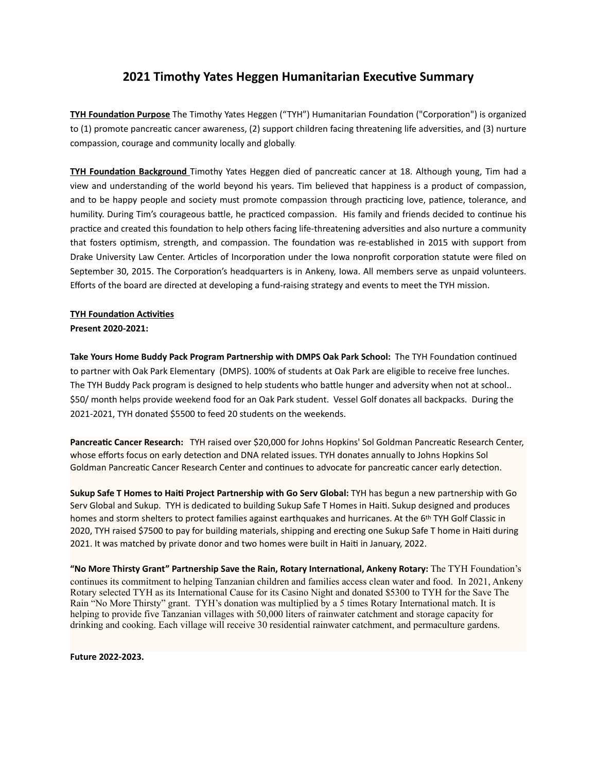# 2021 Timothy Yates Heggen Humanitarian Executive Summary

**TYH Foundation Purpose** The Timothy Yates Heggen ("TYH") Humanitarian Foundation ("Corporation") is organized to (1) promote pancreatic cancer awareness, (2) support children facing threatening life adversities, and (3) nurture compassion, courage and community locally and globally.

**TYH Foundation Background** Timothy Yates Heggen died of pancreatic cancer at 18. Although young, Tim had a view and understanding of the world beyond his years. Tim believed that happiness is a product of compassion, and to be happy people and society must promote compassion through practicing love, patience, tolerance, and humility. During Tim's courageous battle, he practiced compassion. His family and friends decided to continue his practice and created this foundation to help others facing life-threatening adversities and also nurture a community that fosters optimism, strength, and compassion. The foundation was re-established in 2015 with support from Drake University Law Center. Articles of Incorporation under the Iowa nonprofit corporation statute were filed on September 30, 2015. The Corporation's headquarters is in Ankeny, Iowa. All members serve as unpaid volunteers. Efforts of the board are directed at developing a fund-raising strategy and events to meet the TYH mission.

**TYH Foundation Activities**

**Present 2020-2021:**

**Take Yours Home Buddy Pack Program Partnership with DMPS Oak Park School:** The TYH Foundation continued to partner with Oak Park Elementary (DMPS). 100% of students at Oak Park are eligible to receive free lunches. The TYH Buddy Pack program is designed to help students who battle hunger and adversity when not at school.. $50/ month helps provide weekend food for an Oak Park student. Vessel Golf donates all backpacks. During the 2021-2021, TYH donated $5500 to feed 20 students on the weekends.

**Pancreatic Cancer Research:** TYH raised over $20,000 for Johns Hopkins' Sol Goldman Pancreatic Research Center, whose efforts focus on early detection and DNA related issues. TYH donates annually to Johns Hopkins Sol Goldman Pancreatic Cancer Research Center and continues to advocate for pancreatic cancer early detection.

**Sukup Safe T Homes to Haiti Project Partnership with Go Serv Global:** TYH has begun a new partnership with Go Serv Global and Sukup. TYH is dedicated to building Sukup Safe T Homes in Haiti. Sukup designed and produces homes and storm shelters to protect families against earthquakes and hurricanes. At the 6th TYH Golf Classic in 2020, TYH raised $7500 to pay for building materials, shipping and erecting one Sukup Safe T home in Haiti during 2021. It was matched by private donor and two homes were built in Haiti in January, 2022.

**"No More Thirsty Grant" Partnership Save the Rain, Rotary International, Ankeny Rotary:** The TYH Foundation's continues its commitment to helping Tanzanian children and families access clean water and food. In 2021, Ankeny Rotary selected TYH as its International Cause for its Casino Night and donated $5300 to TYH for the Save The Rain "No More Thirsty" grant. TYH's donation was multiplied by a 5 times Rotary International match. It is helping to provide five Tanzanian villages with 50,000 liters of rainwater catchment and storage capacity for drinking and cooking. Each village will receive 30 residential rainwater catchment, and permaculture gardens.

**Future 2022-2023.**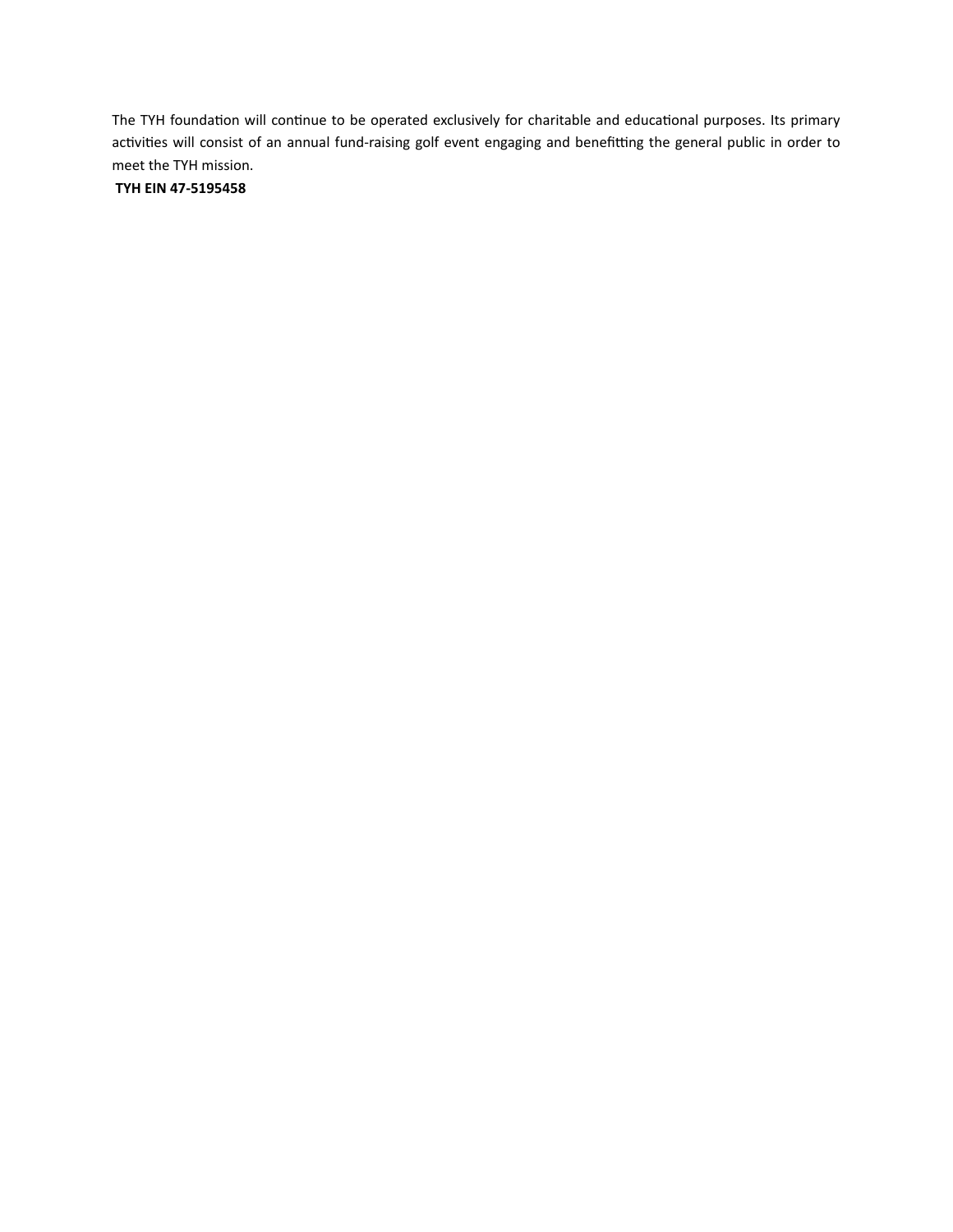The TYH foundation will continue to be operated exclusively for charitable and educational purposes. Its primary activities will consist of an annual fund-raising golf event engaging and benefitting the general public in order to meet the TYH mission.

**TYH EIN 47-5195458**